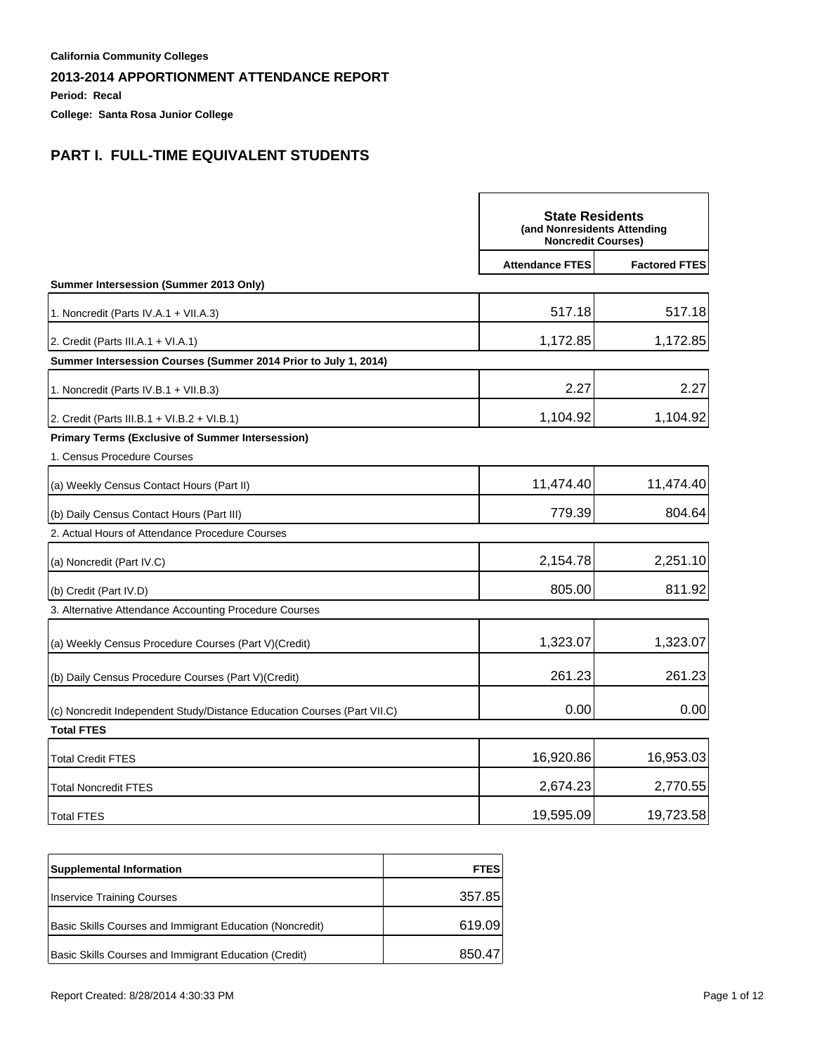**California Community Colleges**

## 2013-2014 APPORTIONMENT ATTENDANCE REPORT

**Period: Recal**

**College: Santa Rosa Junior College**

## PART I. FULL-TIME EQUIVALENT STUDENTS

| | State Residents (and Nonresidents Attending Noncredit Courses) | |
|---|---|---|
| | **Attendance FTES** | **Factored FTES** |
| **Summer Intersession (Summer 2013 Only)** | | |
| 1. Noncredit (Parts IV.A.1 + VII.A.3) | 517.18 | 517.18 |
| 2. Credit (Parts III.A.1 + VI.A.1) | 1,172.85 | 1,172.85 |
| **Summer Intersession Courses (Summer 2014 Prior to July 1, 2014)** | | |
| 1. Noncredit (Parts IV.B.1 + VII.B.3) | 2.27 | 2.27 |
| 2. Credit (Parts III.B.1 + VI.B.2 + VI.B.1) | 1,104.92 | 1,104.92 |
| **Primary Terms (Exclusive of Summer Intersession)** | | |
| 1. Census Procedure Courses | | |
| (a) Weekly Census Contact Hours (Part II) | 11,474.40 | 11,474.40 |
| (b) Daily Census Contact Hours (Part III) | 779.39 | 804.64 |
| 2. Actual Hours of Attendance Procedure Courses | | |
| (a) Noncredit (Part IV.C) | 2,154.78 | 2,251.10 |
| (b) Credit (Part IV.D) | 805.00 | 811.92 |
| 3. Alternative Attendance Accounting Procedure Courses | | |
| (a) Weekly Census Procedure Courses (Part V)(Credit) | 1,323.07 | 1,323.07 |
| (b) Daily Census Procedure Courses (Part V)(Credit) | 261.23 | 261.23 |
| (c) Noncredit Independent Study/Distance Education Courses (Part VII.C) | 0.00 | 0.00 |
| **Total FTES** | | |
| Total Credit FTES | 16,920.86 | 16,953.03 |
| Total Noncredit FTES | 2,674.23 | 2,770.55 |
| Total FTES | 19,595.09 | 19,723.58 |

| Supplemental Information | FTES |
|---|---|
| Inservice Training Courses | 357.85 |
| Basic Skills Courses and Immigrant Education (Noncredit) | 619.09 |
| Basic Skills Courses and Immigrant Education (Credit) | 850.47 |

Report Created: 8/28/2014 4:30:33 PM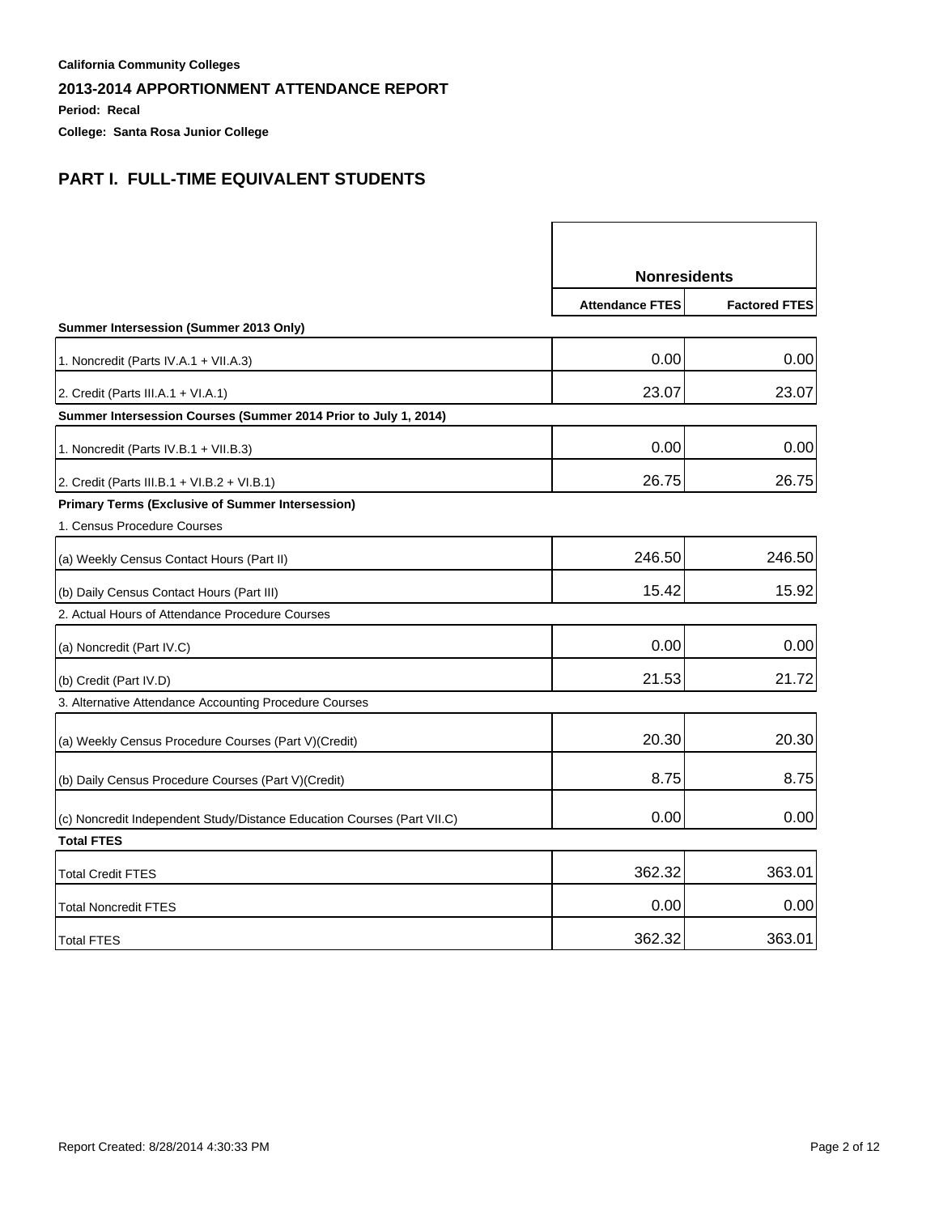**California Community Colleges**

## 2013-2014 APPORTIONMENT ATTENDANCE REPORT

**Period: Recal**

**College: Santa Rosa Junior College**

## PART I. FULL-TIME EQUIVALENT STUDENTS

| | Nonresidents | |
|---|---|---|
| | **Attendance FTES** | **Factored FTES** |
| **Summer Intersession (Summer 2013 Only)** | | |
| 1. Noncredit (Parts IV.A.1 + VII.A.3) | 0.00 | 0.00 |
| 2. Credit (Parts III.A.1 + VI.A.1) | 23.07 | 23.07 |
| **Summer Intersession Courses (Summer 2014 Prior to July 1, 2014)** | | |
| 1. Noncredit (Parts IV.B.1 + VII.B.3) | 0.00 | 0.00 |
| 2. Credit (Parts III.B.1 + VI.B.2 + VI.B.1) | 26.75 | 26.75 |
| **Primary Terms (Exclusive of Summer Intersession)** | | |
| 1. Census Procedure Courses | | |
| (a) Weekly Census Contact Hours (Part II) | 246.50 | 246.50 |
| (b) Daily Census Contact Hours (Part III) | 15.42 | 15.92 |
| 2. Actual Hours of Attendance Procedure Courses | | |
| (a) Noncredit (Part IV.C) | 0.00 | 0.00 |
| (b) Credit (Part IV.D) | 21.53 | 21.72 |
| 3. Alternative Attendance Accounting Procedure Courses | | |
| (a) Weekly Census Procedure Courses (Part V)(Credit) | 20.30 | 20.30 |
| (b) Daily Census Procedure Courses (Part V)(Credit) | 8.75 | 8.75 |
| (c) Noncredit Independent Study/Distance Education Courses (Part VII.C) | 0.00 | 0.00 |
| **Total FTES** | | |
| Total Credit FTES | 362.32 | 363.01 |
| Total Noncredit FTES | 0.00 | 0.00 |
| Total FTES | 362.32 | 363.01 |

Report Created: 8/28/2014 4:30:33 PM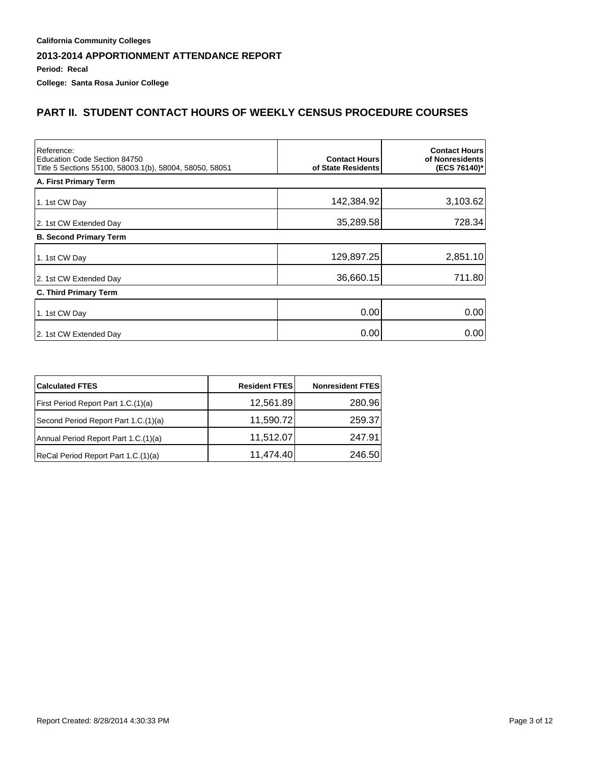**California Community Colleges**

## 2013-2014 APPORTIONMENT ATTENDANCE REPORT

**Period: Recal**

**College: Santa Rosa Junior College**

## PART II. STUDENT CONTACT HOURS OF WEEKLY CENSUS PROCEDURE COURSES

| Reference: Education Code Section 84750 Title 5 Sections 55100, 58003.1(b), 58004, 58050, 58051 | Contact Hours of State Residents | Contact Hours of Nonresidents (ECS 76140)* |
|---|---|---|
| **A. First Primary Term** | | |
| 1. 1st CW Day | 142,384.92 | 3,103.62 |
| 2. 1st CW Extended Day | 35,289.58 | 728.34 |
| **B. Second Primary Term** | | |
| 1. 1st CW Day | 129,897.25 | 2,851.10 |
| 2. 1st CW Extended Day | 36,660.15 | 711.80 |
| **C. Third Primary Term** | | |
| 1. 1st CW Day | 0.00 | 0.00 |
| 2. 1st CW Extended Day | 0.00 | 0.00 |

| Calculated FTES | Resident FTES | Nonresident FTES |
|---|---|---|
| First Period Report Part 1.C.(1)(a) | 12,561.89 | 280.96 |
| Second Period Report Part 1.C.(1)(a) | 11,590.72 | 259.37 |
| Annual Period Report Part 1.C.(1)(a) | 11,512.07 | 247.91 |
| ReCal Period Report Part 1.C.(1)(a) | 11,474.40 | 246.50 |

Report Created: 8/28/2014 4:30:33 PM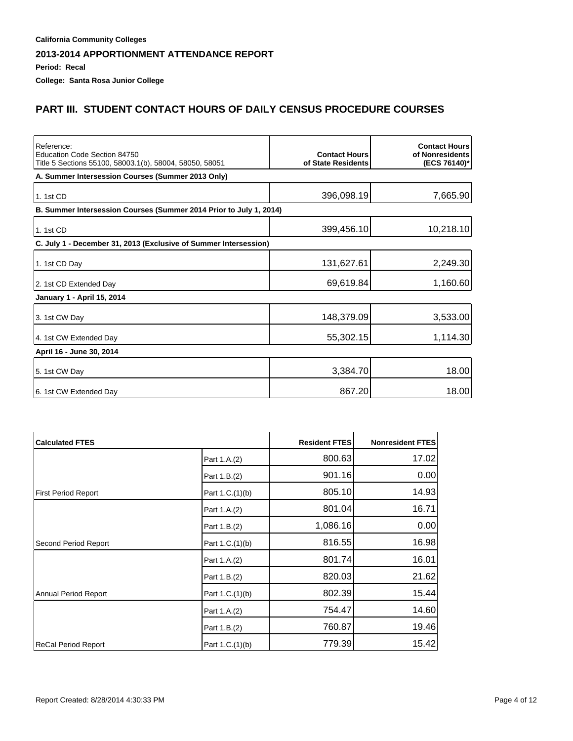**California Community Colleges**

## 2013-2014 APPORTIONMENT ATTENDANCE REPORT

**Period: Recal**

**College: Santa Rosa Junior College**

## PART III. STUDENT CONTACT HOURS OF DAILY CENSUS PROCEDURE COURSES

| Reference: Education Code Section 84750 Title 5 Sections 55100, 58003.1(b), 58004, 58050, 58051 | Contact Hours of State Residents | Contact Hours of Nonresidents (ECS 76140)* |
|---|---|---|
| **A. Summer Intersession Courses (Summer 2013 Only)** | | |
| 1. 1st CD | 396,098.19 | 7,665.90 |
| **B. Summer Intersession Courses (Summer 2014 Prior to July 1, 2014)** | | |
| 1. 1st CD | 399,456.10 | 10,218.10 |
| **C. July 1 - December 31, 2013 (Exclusive of Summer Intersession)** | | |
| 1. 1st CD Day | 131,627.61 | 2,249.30 |
| 2. 1st CD Extended Day | 69,619.84 | 1,160.60 |
| **January 1 - April 15, 2014** | | |
| 3. 1st CW Day | 148,379.09 | 3,533.00 |
| 4. 1st CW Extended Day | 55,302.15 | 1,114.30 |
| **April 16 - June 30, 2014** | | |
| 5. 1st CW Day | 3,384.70 | 18.00 |
| 6. 1st CW Extended Day | 867.20 | 18.00 |

| Calculated FTES | | Resident FTES | Nonresident FTES |
|---|---|---|---|
| | Part 1.A.(2) | 800.63 | 17.02 |
| | Part 1.B.(2) | 901.16 | 0.00 |
| First Period Report | Part 1.C.(1)(b) | 805.10 | 14.93 |
| | Part 1.A.(2) | 801.04 | 16.71 |
| | Part 1.B.(2) | 1,086.16 | 0.00 |
| Second Period Report | Part 1.C.(1)(b) | 816.55 | 16.98 |
| | Part 1.A.(2) | 801.74 | 16.01 |
| | Part 1.B.(2) | 820.03 | 21.62 |
| Annual Period Report | Part 1.C.(1)(b) | 802.39 | 15.44 |
| | Part 1.A.(2) | 754.47 | 14.60 |
| | Part 1.B.(2) | 760.87 | 19.46 |
| ReCal Period Report | Part 1.C.(1)(b) | 779.39 | 15.42 |

Report Created: 8/28/2014 4:30:33 PM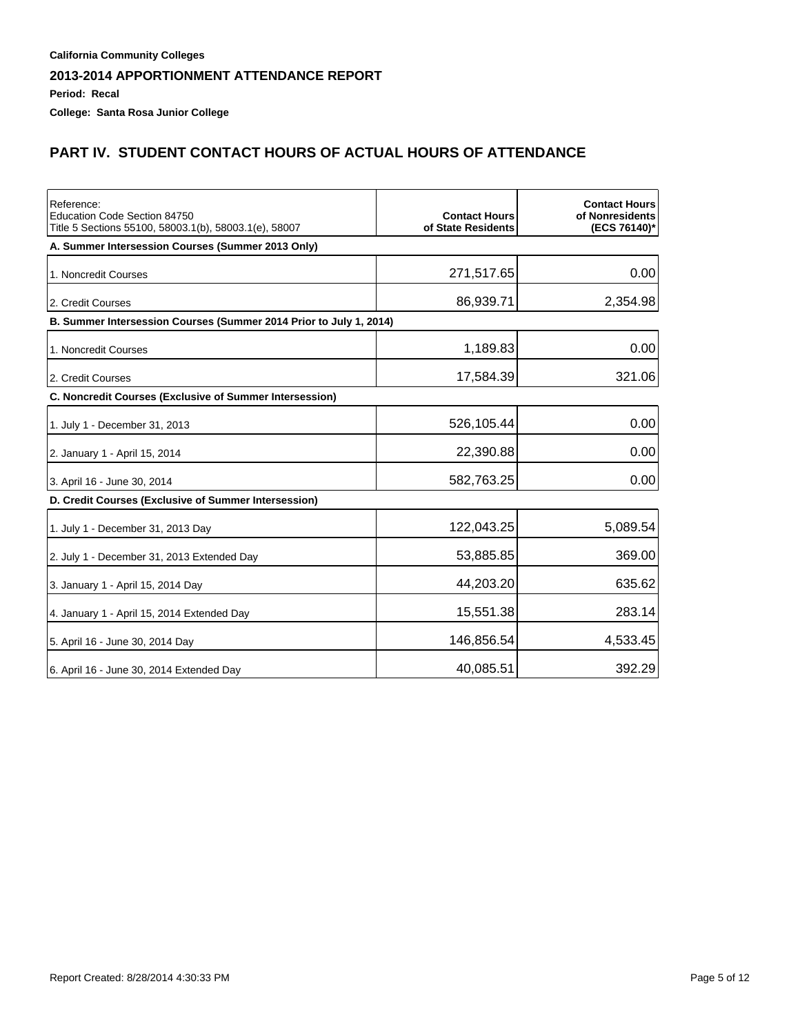**California Community Colleges**

**2013-2014 APPORTIONMENT ATTENDANCE REPORT**

**Period: Recal**

**College: Santa Rosa Junior College**

## PART IV. STUDENT CONTACT HOURS OF ACTUAL HOURS OF ATTENDANCE

| Reference: Education Code Section 84750 Title 5 Sections 55100, 58003.1(b), 58003.1(e), 58007 | Contact Hours of State Residents | Contact Hours of Nonresidents (ECS 76140)* |
|---|---|---|
| **A. Summer Intersession Courses (Summer 2013 Only)** | | |
| 1. Noncredit Courses | 271,517.65 | 0.00 |
| 2. Credit Courses | 86,939.71 | 2,354.98 |
| **B. Summer Intersession Courses (Summer 2014 Prior to July 1, 2014)** | | |
| 1. Noncredit Courses | 1,189.83 | 0.00 |
| 2. Credit Courses | 17,584.39 | 321.06 |
| **C. Noncredit Courses (Exclusive of Summer Intersession)** | | |
| 1. July 1 - December 31, 2013 | 526,105.44 | 0.00 |
| 2. January 1 - April 15, 2014 | 22,390.88 | 0.00 |
| 3. April 16 - June 30, 2014 | 582,763.25 | 0.00 |
| **D. Credit Courses (Exclusive of Summer Intersession)** | | |
| 1. July 1 - December 31, 2013 Day | 122,043.25 | 5,089.54 |
| 2. July 1 - December 31, 2013 Extended Day | 53,885.85 | 369.00 |
| 3. January 1 - April 15, 2014 Day | 44,203.20 | 635.62 |
| 4. January 1 - April 15, 2014 Extended Day | 15,551.38 | 283.14 |
| 5. April 16 - June 30, 2014 Day | 146,856.54 | 4,533.45 |
| 6. April 16 - June 30, 2014 Extended Day | 40,085.51 | 392.29 |

Report Created: 8/28/2014 4:30:33 PM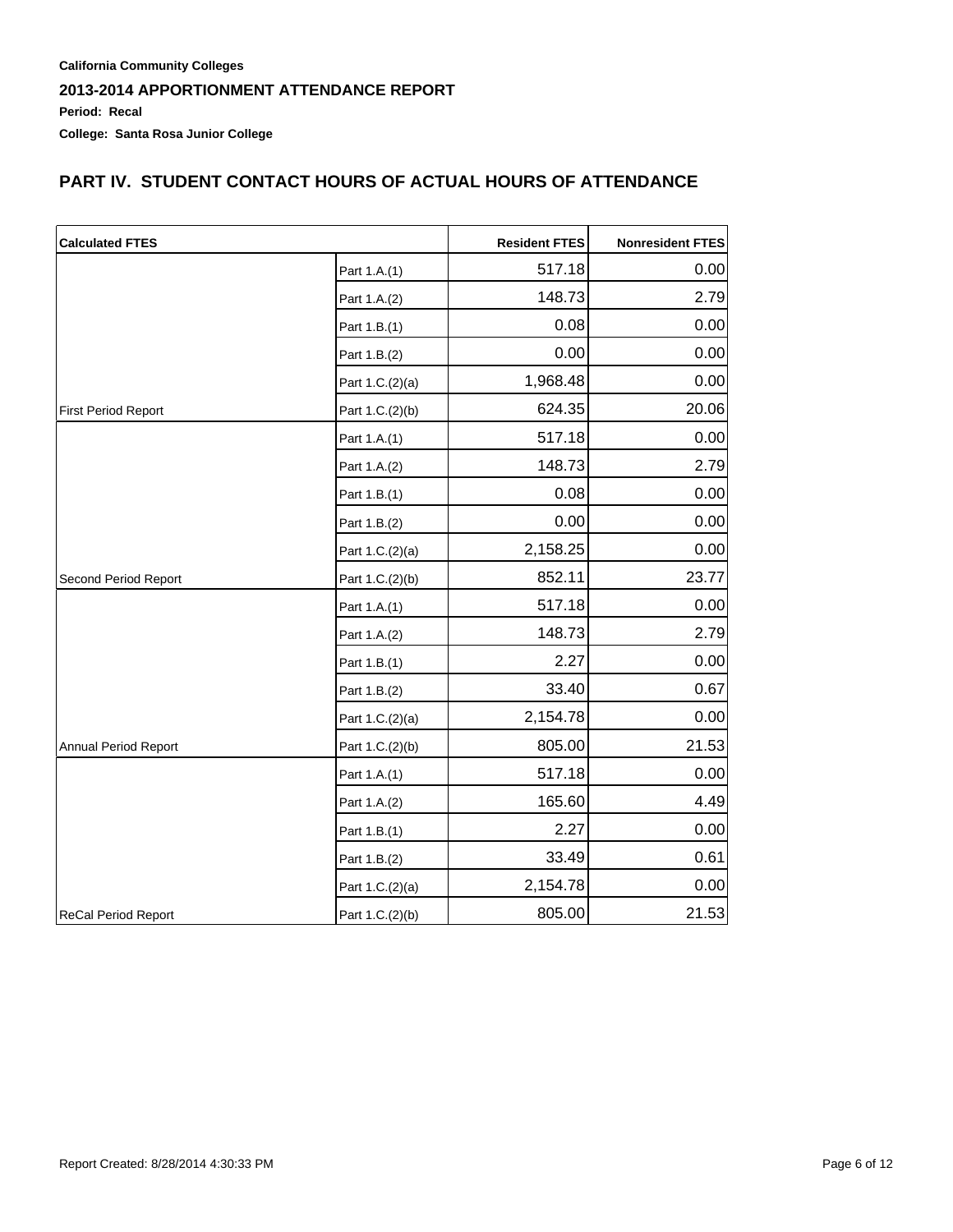**California Community Colleges**

## 2013-2014 APPORTIONMENT ATTENDANCE REPORT

**Period: Recal**

**College: Santa Rosa Junior College**

## PART IV. STUDENT CONTACT HOURS OF ACTUAL HOURS OF ATTENDANCE

| Calculated FTES | | Resident FTES | Nonresident FTES |
|---|---|---|---|
| | Part 1.A.(1) | 517.18 | 0.00 |
| | Part 1.A.(2) | 148.73 | 2.79 |
| | Part 1.B.(1) | 0.08 | 0.00 |
| | Part 1.B.(2) | 0.00 | 0.00 |
| | Part 1.C.(2)(a) | 1,968.48 | 0.00 |
| First Period Report | Part 1.C.(2)(b) | 624.35 | 20.06 |
| | Part 1.A.(1) | 517.18 | 0.00 |
| | Part 1.A.(2) | 148.73 | 2.79 |
| | Part 1.B.(1) | 0.08 | 0.00 |
| | Part 1.B.(2) | 0.00 | 0.00 |
| | Part 1.C.(2)(a) | 2,158.25 | 0.00 |
| Second Period Report | Part 1.C.(2)(b) | 852.11 | 23.77 |
| | Part 1.A.(1) | 517.18 | 0.00 |
| | Part 1.A.(2) | 148.73 | 2.79 |
| | Part 1.B.(1) | 2.27 | 0.00 |
| | Part 1.B.(2) | 33.40 | 0.67 |
| | Part 1.C.(2)(a) | 2,154.78 | 0.00 |
| Annual Period Report | Part 1.C.(2)(b) | 805.00 | 21.53 |
| | Part 1.A.(1) | 517.18 | 0.00 |
| | Part 1.A.(2) | 165.60 | 4.49 |
| | Part 1.B.(1) | 2.27 | 0.00 |
| | Part 1.B.(2) | 33.49 | 0.61 |
| | Part 1.C.(2)(a) | 2,154.78 | 0.00 |
| ReCal Period Report | Part 1.C.(2)(b) | 805.00 | 21.53 |

Report Created: 8/28/2014 4:30:33 PM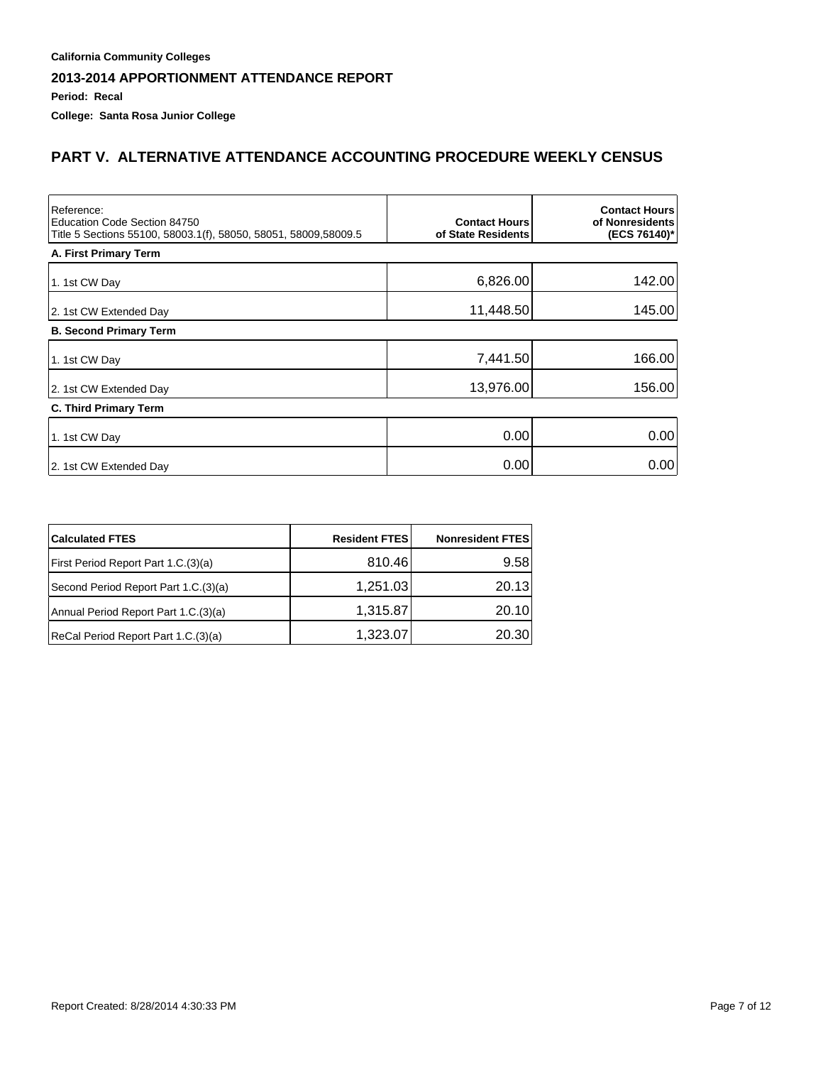**California Community Colleges**

## 2013-2014 APPORTIONMENT ATTENDANCE REPORT

**Period: Recal**

**College: Santa Rosa Junior College**

## PART V. ALTERNATIVE ATTENDANCE ACCOUNTING PROCEDURE WEEKLY CENSUS

| Reference:<br>Education Code Section 84750<br>Title 5 Sections 55100, 58003.1(f), 58050, 58051, 58009,58009.5 | Contact Hours of State Residents | Contact Hours of Nonresidents (ECS 76140)* |
|---|---|---|
| **A. First Primary Term** | | |
| 1. 1st CW Day | 6,826.00 | 142.00 |
| 2. 1st CW Extended Day | 11,448.50 | 145.00 |
| **B. Second Primary Term** | | |
| 1. 1st CW Day | 7,441.50 | 166.00 |
| 2. 1st CW Extended Day | 13,976.00 | 156.00 |
| **C. Third Primary Term** | | |
| 1. 1st CW Day | 0.00 | 0.00 |
| 2. 1st CW Extended Day | 0.00 | 0.00 |

| Calculated FTES | Resident FTES | Nonresident FTES |
|---|---|---|
| First Period Report Part 1.C.(3)(a) | 810.46 | 9.58 |
| Second Period Report Part 1.C.(3)(a) | 1,251.03 | 20.13 |
| Annual Period Report Part 1.C.(3)(a) | 1,315.87 | 20.10 |
| ReCal Period Report Part 1.C.(3)(a) | 1,323.07 | 20.30 |

Report Created: 8/28/2014 4:30:33 PM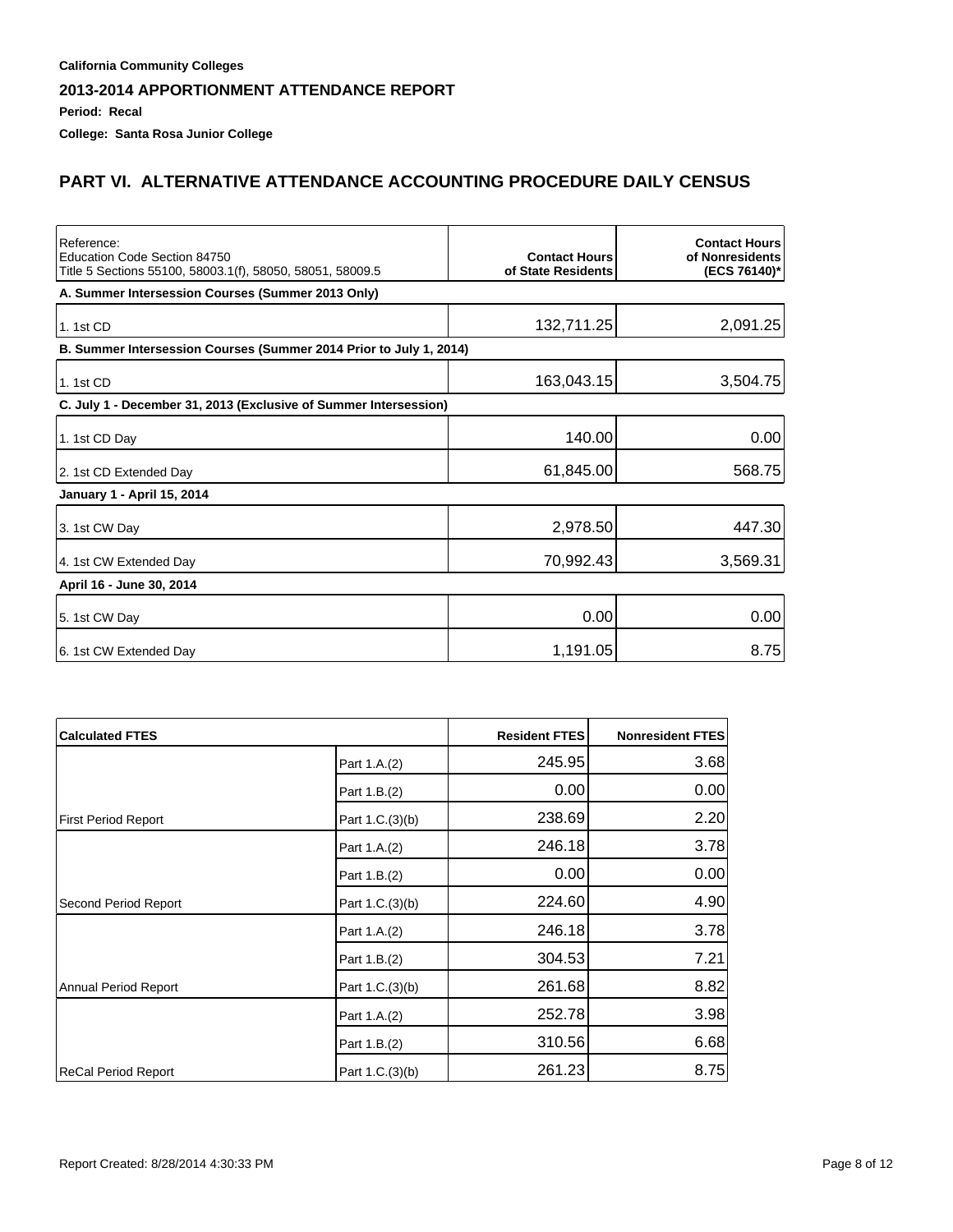**California Community Colleges**

**2013-2014 APPORTIONMENT ATTENDANCE REPORT**

**Period: Recal**

**College: Santa Rosa Junior College**

## PART VI. ALTERNATIVE ATTENDANCE ACCOUNTING PROCEDURE DAILY CENSUS

| Reference:<br>Education Code Section 84750<br>Title 5 Sections 55100, 58003.1(f), 58050, 58051, 58009.5 | Contact Hours of State Residents | Contact Hours of Nonresidents (ECS 76140)* |
|---|---|---|
| **A. Summer Intersession Courses (Summer 2013 Only)** | | |
| 1. 1st CD | 132,711.25 | 2,091.25 |
| **B. Summer Intersession Courses (Summer 2014 Prior to July 1, 2014)** | | |
| 1. 1st CD | 163,043.15 | 3,504.75 |
| **C. July 1 - December 31, 2013 (Exclusive of Summer Intersession)** | | |
| 1. 1st CD Day | 140.00 | 0.00 |
| 2. 1st CD Extended Day | 61,845.00 | 568.75 |
| **January 1 - April 15, 2014** | | |
| 3. 1st CW Day | 2,978.50 | 447.30 |
| 4. 1st CW Extended Day | 70,992.43 | 3,569.31 |
| **April 16 - June 30, 2014** | | |
| 5. 1st CW Day | 0.00 | 0.00 |
| 6. 1st CW Extended Day | 1,191.05 | 8.75 |

| Calculated FTES | | Resident FTES | Nonresident FTES |
|---|---|---|---|
| | Part 1.A.(2) | 245.95 | 3.68 |
| | Part 1.B.(2) | 0.00 | 0.00 |
| First Period Report | Part 1.C.(3)(b) | 238.69 | 2.20 |
| | Part 1.A.(2) | 246.18 | 3.78 |
| | Part 1.B.(2) | 0.00 | 0.00 |
| Second Period Report | Part 1.C.(3)(b) | 224.60 | 4.90 |
| | Part 1.A.(2) | 246.18 | 3.78 |
| | Part 1.B.(2) | 304.53 | 7.21 |
| Annual Period Report | Part 1.C.(3)(b) | 261.68 | 8.82 |
| | Part 1.A.(2) | 252.78 | 3.98 |
| | Part 1.B.(2) | 310.56 | 6.68 |
| ReCal Period Report | Part 1.C.(3)(b) | 261.23 | 8.75 |

Report Created: 8/28/2014 4:30:33 PM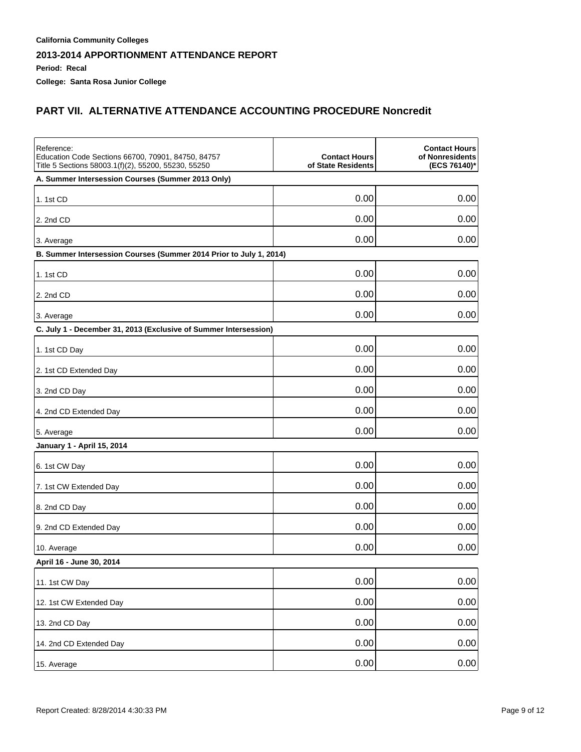**California Community Colleges**

## 2013-2014 APPORTIONMENT ATTENDANCE REPORT

**Period: Recal**

**College: Santa Rosa Junior College**

## PART VII. ALTERNATIVE ATTENDANCE ACCOUNTING PROCEDURE Noncredit

| Reference: Education Code Sections 66700, 70901, 84750, 84757 Title 5 Sections 58003.1(f)(2), 55200, 55230, 55250 | Contact Hours of State Residents | Contact Hours of Nonresidents (ECS 76140)* |
|---|---|---|
| **A. Summer Intersession Courses (Summer 2013 Only)** | | |
| 1. 1st CD | 0.00 | 0.00 |
| 2. 2nd CD | 0.00 | 0.00 |
| 3. Average | 0.00 | 0.00 |
| **B. Summer Intersession Courses (Summer 2014 Prior to July 1, 2014)** | | |
| 1. 1st CD | 0.00 | 0.00 |
| 2. 2nd CD | 0.00 | 0.00 |
| 3. Average | 0.00 | 0.00 |
| **C. July 1 - December 31, 2013 (Exclusive of Summer Intersession)** | | |
| 1. 1st CD Day | 0.00 | 0.00 |
| 2. 1st CD Extended Day | 0.00 | 0.00 |
| 3. 2nd CD Day | 0.00 | 0.00 |
| 4. 2nd CD Extended Day | 0.00 | 0.00 |
| 5. Average | 0.00 | 0.00 |
| **January 1 - April 15, 2014** | | |
| 6. 1st CW Day | 0.00 | 0.00 |
| 7. 1st CW Extended Day | 0.00 | 0.00 |
| 8. 2nd CD Day | 0.00 | 0.00 |
| 9. 2nd CD Extended Day | 0.00 | 0.00 |
| 10. Average | 0.00 | 0.00 |
| **April 16 - June 30, 2014** | | |
| 11. 1st CW Day | 0.00 | 0.00 |
| 12. 1st CW Extended Day | 0.00 | 0.00 |
| 13. 2nd CD Day | 0.00 | 0.00 |
| 14. 2nd CD Extended Day | 0.00 | 0.00 |
| 15. Average | 0.00 | 0.00 |

Report Created: 8/28/2014 4:30:33 PM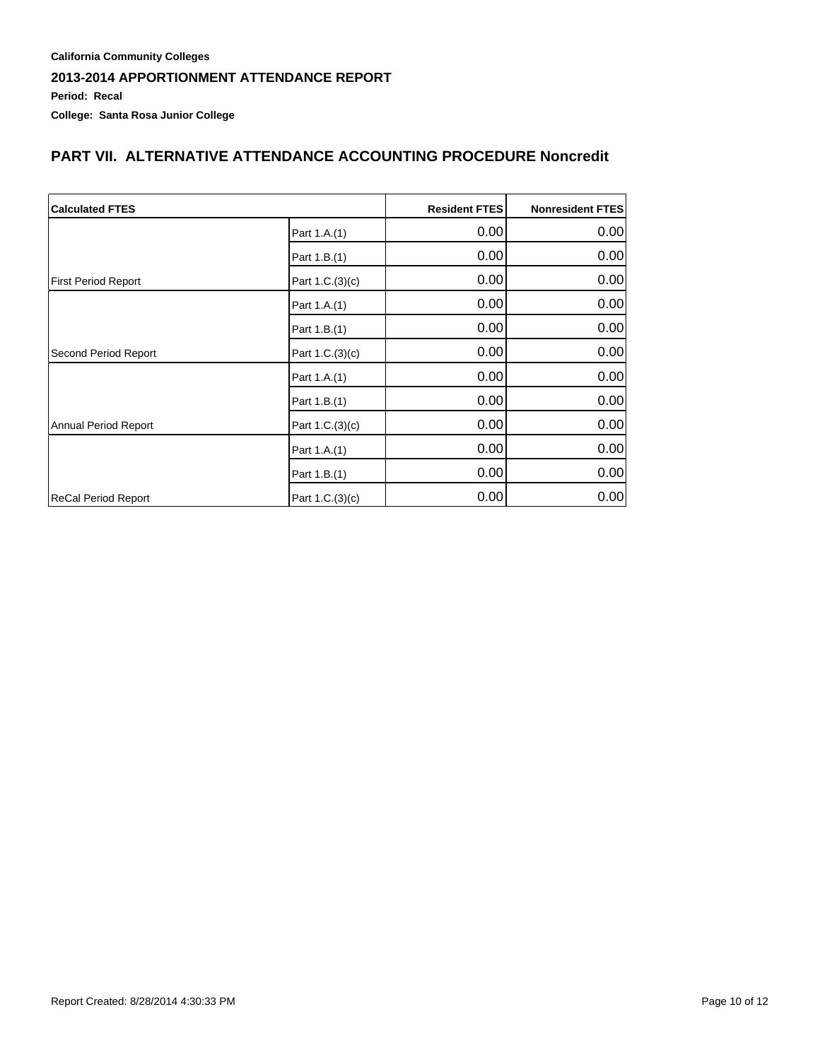**California Community Colleges**

## 2013-2014 APPORTIONMENT ATTENDANCE REPORT

**Period: Recal**

**College: Santa Rosa Junior College**

## PART VII. ALTERNATIVE ATTENDANCE ACCOUNTING PROCEDURE Noncredit

| Calculated FTES | | Resident FTES | Nonresident FTES |
|---|---|---|---|
| | Part 1.A.(1) | 0.00 | 0.00 |
| | Part 1.B.(1) | 0.00 | 0.00 |
| First Period Report | Part 1.C.(3)(c) | 0.00 | 0.00 |
| | Part 1.A.(1) | 0.00 | 0.00 |
| | Part 1.B.(1) | 0.00 | 0.00 |
| Second Period Report | Part 1.C.(3)(c) | 0.00 | 0.00 |
| | Part 1.A.(1) | 0.00 | 0.00 |
| | Part 1.B.(1) | 0.00 | 0.00 |
| Annual Period Report | Part 1.C.(3)(c) | 0.00 | 0.00 |
| | Part 1.A.(1) | 0.00 | 0.00 |
| | Part 1.B.(1) | 0.00 | 0.00 |
| ReCal Period Report | Part 1.C.(3)(c) | 0.00 | 0.00 |

Report Created: 8/28/2014 4:30:33 PM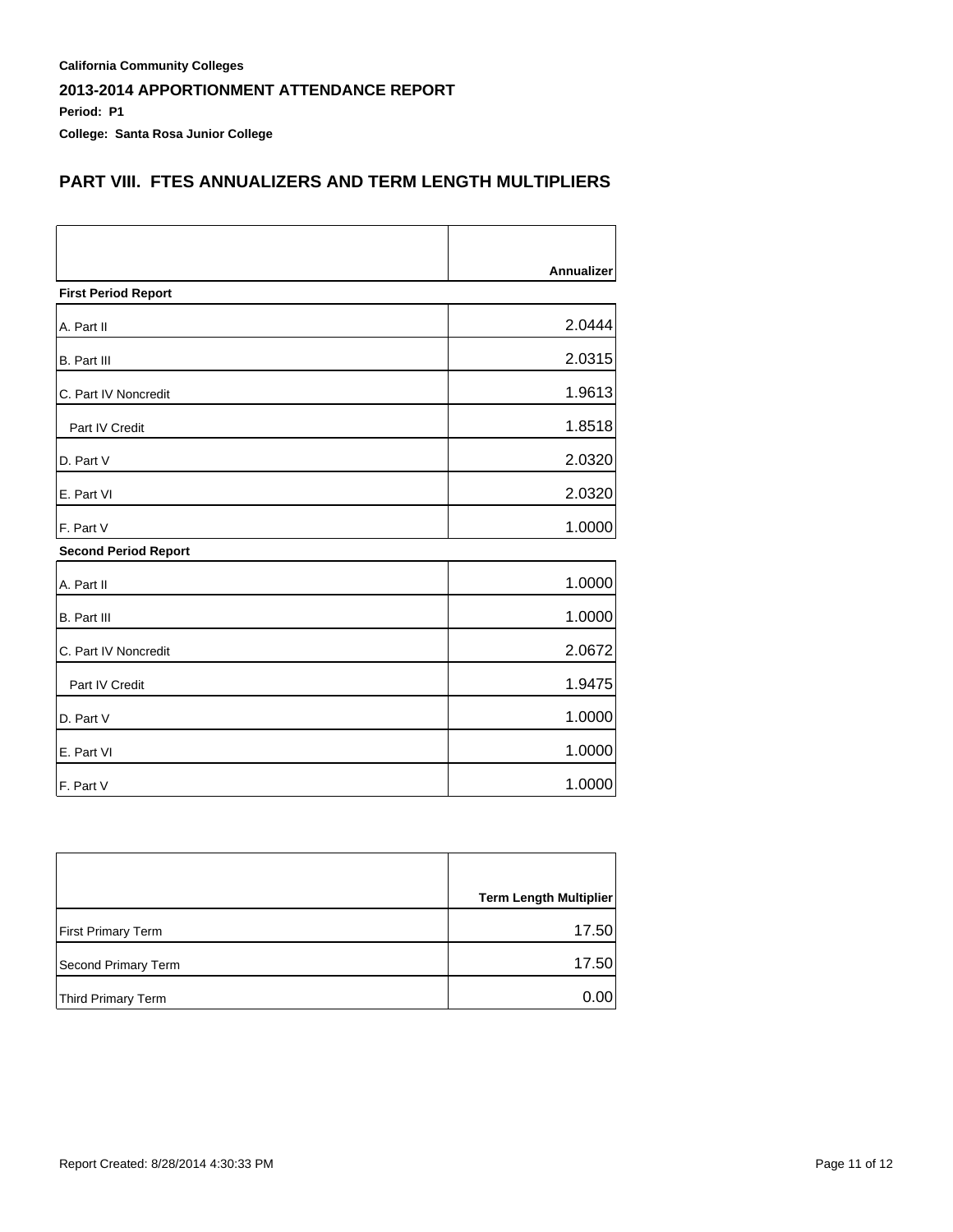**California Community Colleges**

## 2013-2014 APPORTIONMENT ATTENDANCE REPORT

**Period: P1**

**College: Santa Rosa Junior College**

## PART VIII. FTES ANNUALIZERS AND TERM LENGTH MULTIPLIERS

| | Annualizer |
|---|---|
| **First Period Report** | |
| A. Part II | 2.0444 |
| B. Part III | 2.0315 |
| C. Part IV Noncredit | 1.9613 |
| Part IV Credit | 1.8518 |
| D. Part V | 2.0320 |
| E. Part VI | 2.0320 |
| F. Part V | 1.0000 |
| **Second Period Report** | |
| A. Part II | 1.0000 |
| B. Part III | 1.0000 |
| C. Part IV Noncredit | 2.0672 |
| Part IV Credit | 1.9475 |
| D. Part V | 1.0000 |
| E. Part VI | 1.0000 |
| F. Part V | 1.0000 |

| | Term Length Multiplier |
|---|---|
| First Primary Term | 17.50 |
| Second Primary Term | 17.50 |
| Third Primary Term | 0.00 |

Report Created: 8/28/2014 4:30:33 PM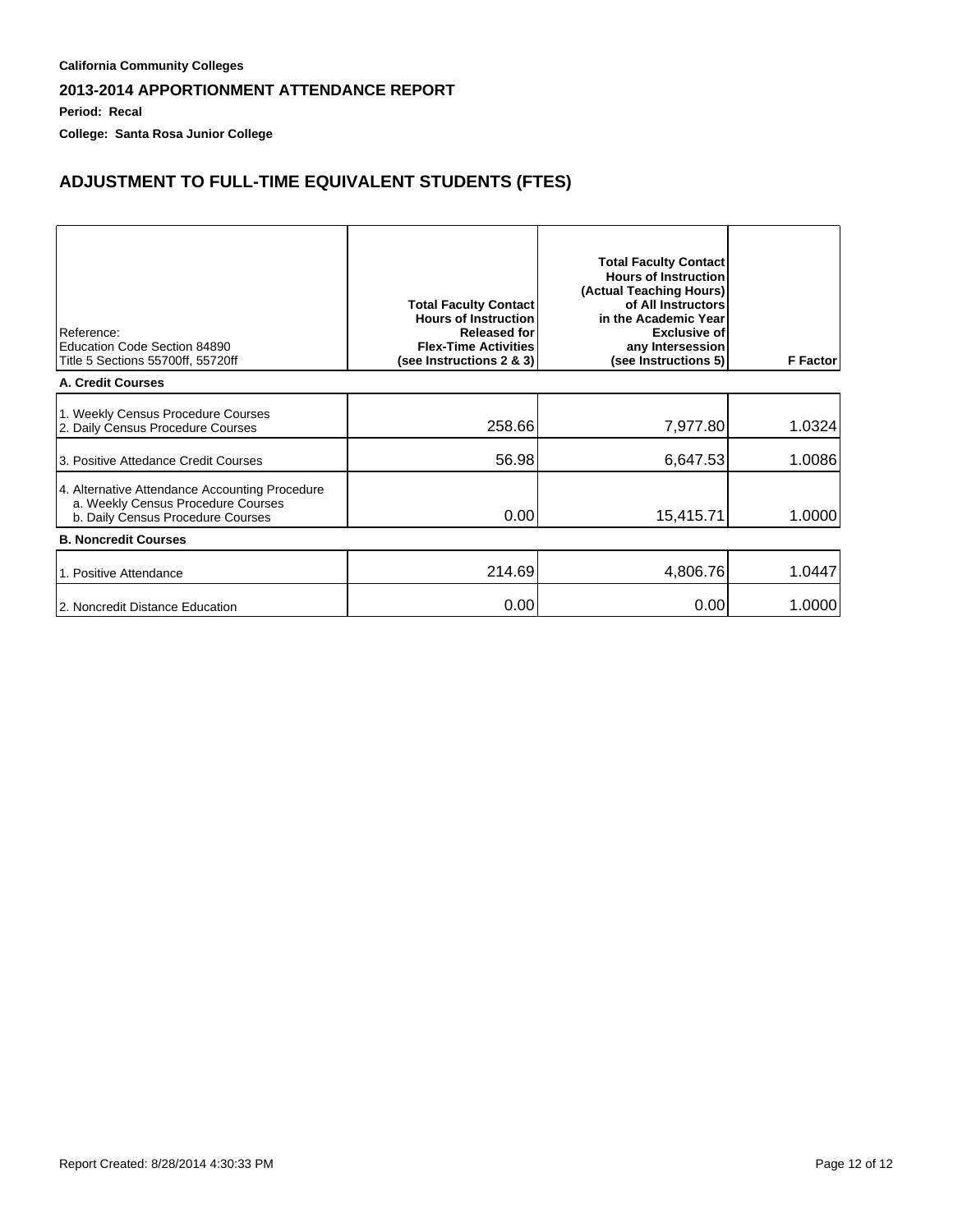**California Community Colleges**

**2013-2014 APPORTIONMENT ATTENDANCE REPORT**

**Period: Recal**

**College: Santa Rosa Junior College**

## ADJUSTMENT TO FULL-TIME EQUIVALENT STUDENTS (FTES)

| Reference:<br>Education Code Section 84890<br>Title 5 Sections 55700ff, 55720ff | **Total Faculty Contact Hours of Instruction Released for Flex-Time Activities (see Instructions 2 & 3)** | **Total Faculty Contact Hours of Instruction (Actual Teaching Hours) of All Instructors in the Academic Year Exclusive of any Intersession (see Instructions 5)** | **F Factor** |
|---|---|---|---|
| **A. Credit Courses** | | | |
| 1. Weekly Census Procedure Courses<br>2. Daily Census Procedure Courses | 258.66 | 7,977.80 | 1.0324 |
| 3. Positive Attedance Credit Courses | 56.98 | 6,647.53 | 1.0086 |
| 4. Alternative Attendance Accounting Procedure<br>a. Weekly Census Procedure Courses<br>b. Daily Census Procedure Courses | 0.00 | 15,415.71 | 1.0000 |
| **B. Noncredit Courses** | | | |
| 1. Positive Attendance | 214.69 | 4,806.76 | 1.0447 |
| 2. Noncredit Distance Education | 0.00 | 0.00 | 1.0000 |

Report Created: 8/28/2014 4:30:33 PM